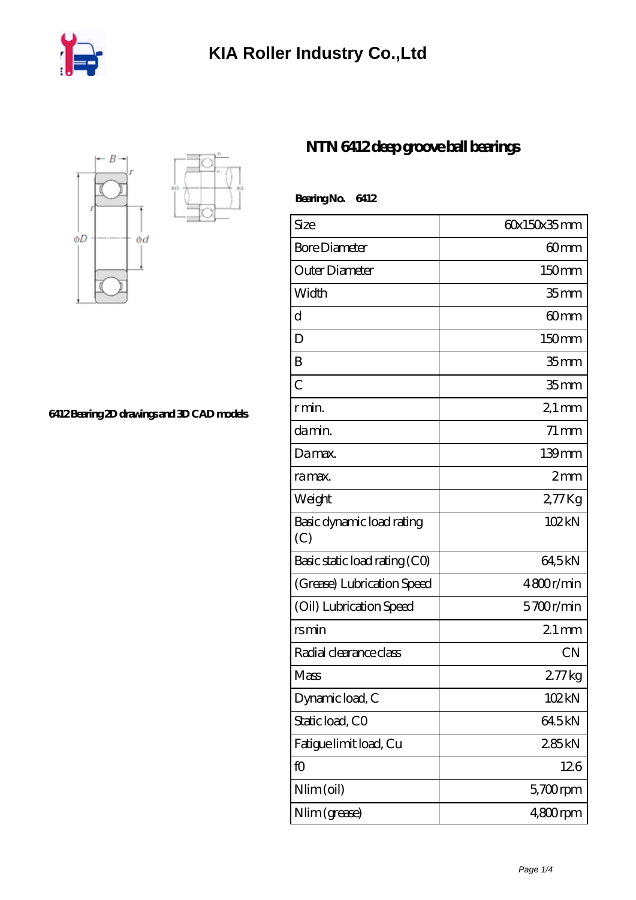# KIA Roller Industry Co.,Ltd

## NTN 6412 deep groove ball bearings

6412 Bearing 2D drawings and 3D CAD models

**Bearing No. 6412**

| Size | 60x150x35 mm |
|---|---|
| Bore Diameter | 60 mm |
| Outer Diameter | 150 mm |
| Width | 35 mm |
| d | 60 mm |
| D | 150 mm |
| B | 35 mm |
| C | 35 mm |
| r min. | 2,1 mm |
| da min. | 71 mm |
| Da max. | 139 mm |
| ra max. | 2 mm |
| Weight | 2,77 Kg |
| Basic dynamic load rating (C) | 102 kN |
| Basic static load rating (C0) | 64,5 kN |
| (Grease) Lubrication Speed | 4 800 r/min |
| (Oil) Lubrication Speed | 5 700 r/min |
| rs min | 2.1 mm |
| Radial clearance class | CN |
| Mass | 2.77 kg |
| Dynamic load, C | 102 kN |
| Static load, C0 | 64.5 kN |
| Fatigue limit load, Cu | 2.85 kN |
| f0 | 12.6 |
| Nlim (oil) | 5,700 rpm |
| Nlim (grease) | 4,800 rpm |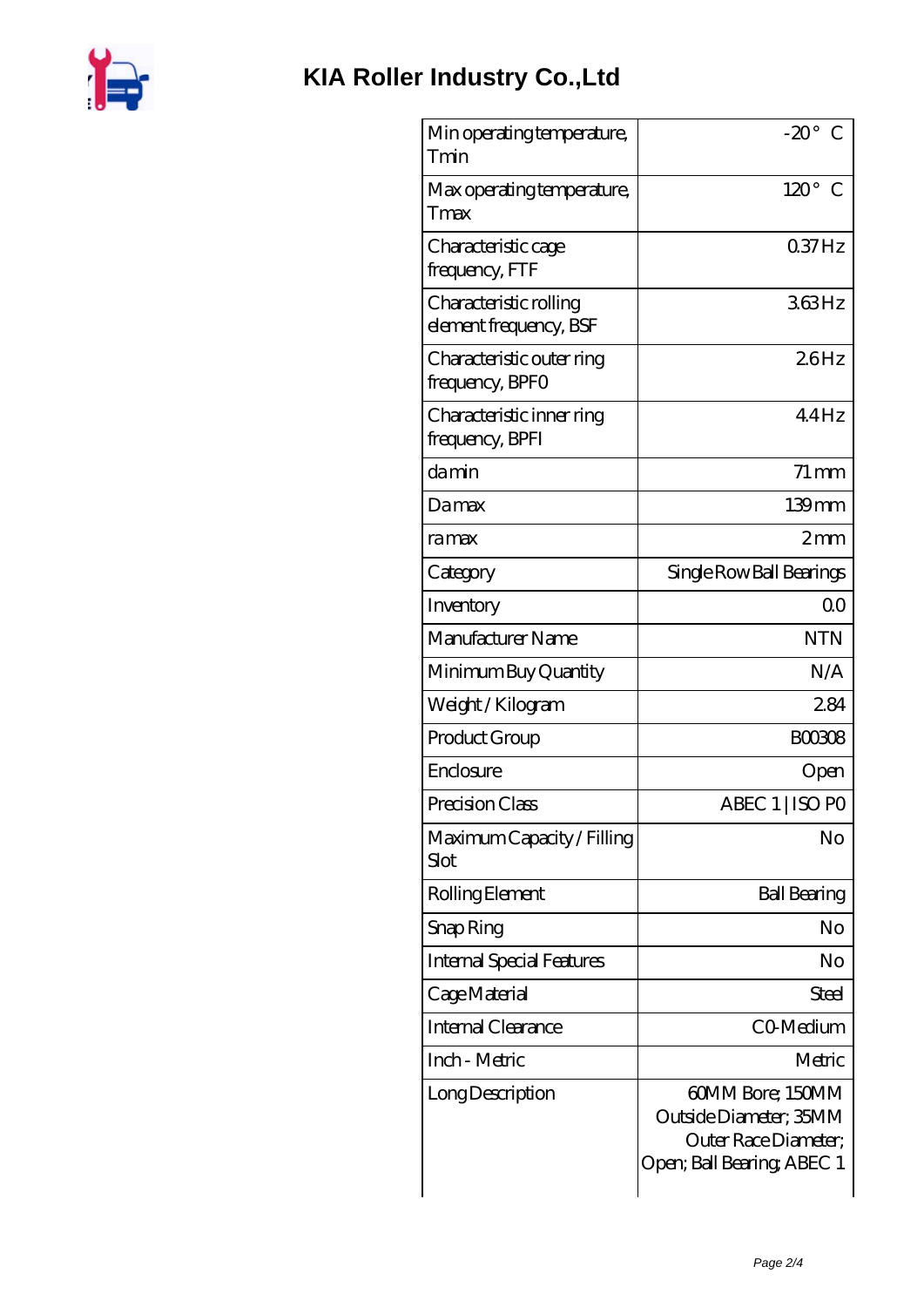# KIA Roller Industry Co.,Ltd

| Min operating temperature, Tmin | -20° C |
|---|---|
| Max operating temperature, Tmax | 120° C |
| Characteristic cage frequency, FTF | 0.37 Hz |
| Characteristic rolling element frequency, BSF | 3.63 Hz |
| Characteristic outer ring frequency, BPF0 | 2.6 Hz |
| Characteristic inner ring frequency, BPFI | 4.4 Hz |
| da min | 71 mm |
| Da max | 139 mm |
| ra max | 2 mm |
| Category | Single Row Ball Bearings |
| Inventory | 0.0 |
| Manufacturer Name | NTN |
| Minimum Buy Quantity | N/A |
| Weight / Kilogram | 2.84 |
| Product Group | B00308 |
| Enclosure | Open |
| Precision Class | ABEC 1 \| ISO P0 |
| Maximum Capacity / Filling Slot | No |
| Rolling Element | Ball Bearing |
| Snap Ring | No |
| Internal Special Features | No |
| Cage Material | Steel |
| Internal Clearance | C0-Medium |
| Inch - Metric | Metric |
| Long Description | 60MM Bore; 150MM Outside Diameter; 35MM Outer Race Diameter; Open; Ball Bearing; ABEC 1 |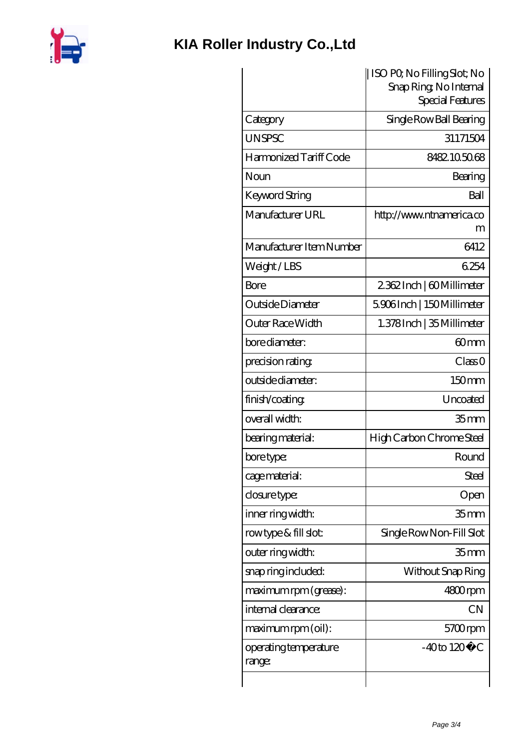# KIA Roller Industry Co.,Ltd

| | |
|---|---|
| | \| ISO P0; No Filling Slot; No Snap Ring; No Internal Special Features |
| Category | Single Row Ball Bearing |
| UNSPSC | 31171504 |
| Harmonized Tariff Code | 8482.10.50.68 |
| Noun | Bearing |
| Keyword String | Ball |
| Manufacturer URL | http://www.ntnamerica.com |
| Manufacturer Item Number | 6412 |
| Weight / LBS | 6.254 |
| Bore | 2.362 Inch \| 60 Millimeter |
| Outside Diameter | 5.906 Inch \| 150 Millimeter |
| Outer Race Width | 1.378 Inch \| 35 Millimeter |
| bore diameter: | 60 mm |
| precision rating: | Class 0 |
| outside diameter: | 150 mm |
| finish/coating: | Uncoated |
| overall width: | 35 mm |
| bearing material: | High Carbon Chrome Steel |
| bore type: | Round |
| cage material: | Steel |
| closure type: | Open |
| inner ring width: | 35 mm |
| row type & fill slot: | Single Row Non-Fill Slot |
| outer ring width: | 35 mm |
| snap ring included: | Without Snap Ring |
| maximum rpm (grease): | 4800 rpm |
| internal clearance: | CN |
| maximum rpm (oil): | 5700 rpm |
| operating temperature range: | -40 to 120 �C |
| | |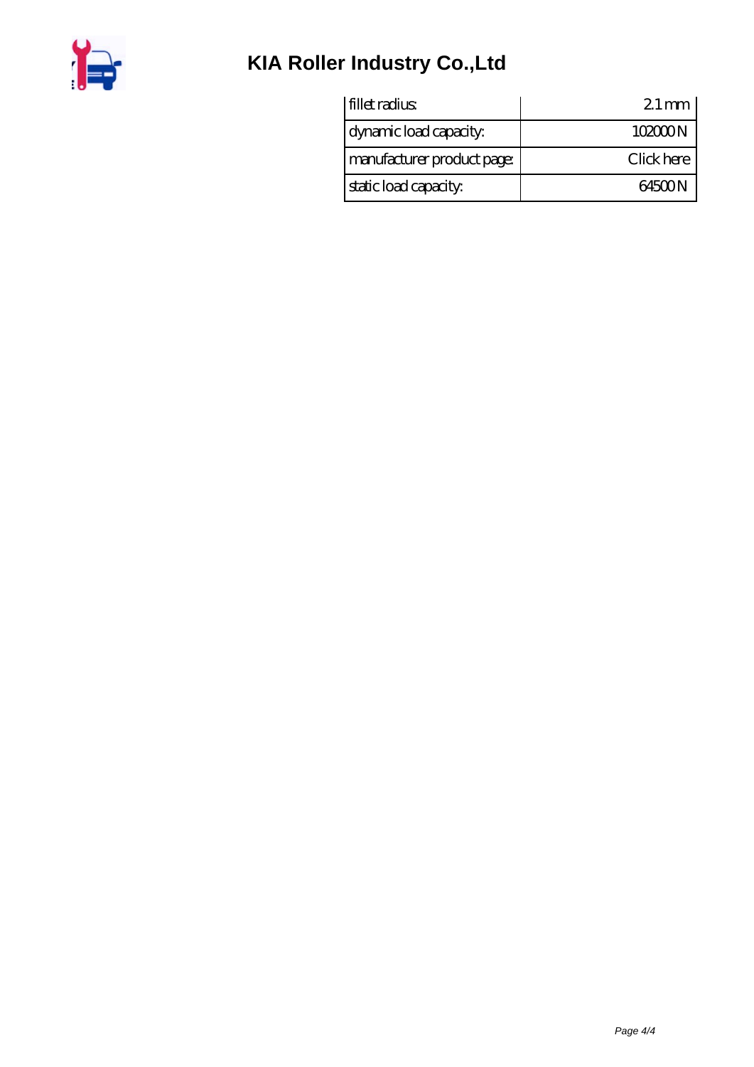# KIA Roller Industry Co.,Ltd

| | |
|---|---|
| fillet radius: | 2.1 mm |
| dynamic load capacity: | 102000 N |
| manufacturer product page: | Click here |
| static load capacity: | 64500 N |